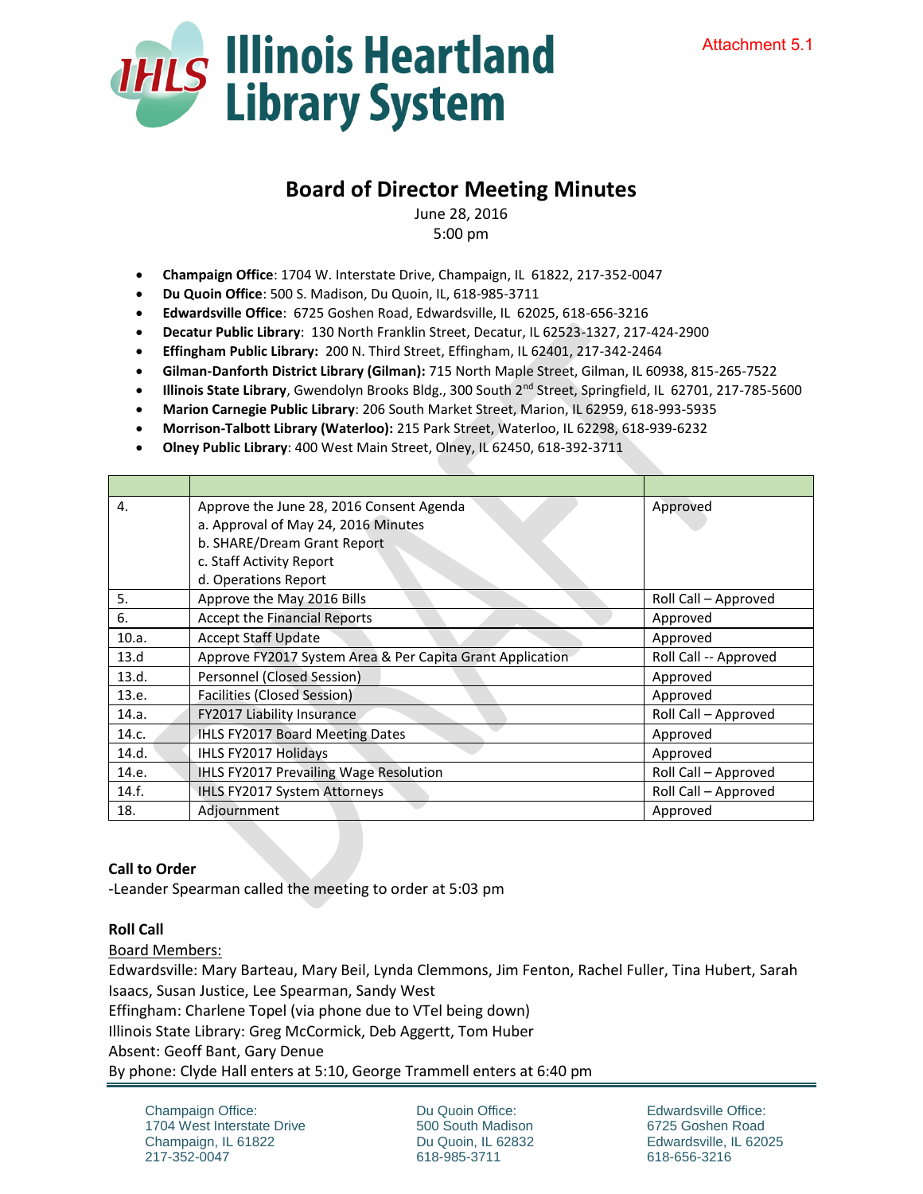Attachment 5.1

# Board of Director Meeting Minutes

June 28, 2016
5:00 pm

- **Champaign Office**: 1704 W. Interstate Drive, Champaign, IL 61822, 217-352-0047
- **Du Quoin Office**: 500 S. Madison, Du Quoin, IL, 618-985-3711
- **Edwardsville Office**: 6725 Goshen Road, Edwardsville, IL 62025, 618-656-3216
- **Decatur Public Library**: 130 North Franklin Street, Decatur, IL 62523-1327, 217-424-2900
- **Effingham Public Library:** 200 N. Third Street, Effingham, IL 62401, 217-342-2464
- **Gilman-Danforth District Library (Gilman):** 715 North Maple Street, Gilman, IL 60938, 815-265-7522
- **Illinois State Library**, Gwendolyn Brooks Bldg., 300 South 2nd Street, Springfield, IL 62701, 217-785-5600
- **Marion Carnegie Public Library**: 206 South Market Street, Marion, IL 62959, 618-993-5935
- **Morrison-Talbott Library (Waterloo):** 215 Park Street, Waterloo, IL 62298, 618-939-6232
- **Olney Public Library**: 400 West Main Street, Olney, IL 62450, 618-392-3711

| | | |
|---|---|---|
| 4. | Approve the June 28, 2016 Consent Agenda<br>a. Approval of May 24, 2016 Minutes<br>b. SHARE/Dream Grant Report<br>c. Staff Activity Report<br>d. Operations Report | Approved |
| 5. | Approve the May 2016 Bills | Roll Call – Approved |
| 6. | Accept the Financial Reports | Approved |
| 10.a. | Accept Staff Update | Approved |
| 13.d | Approve FY2017 System Area & Per Capita Grant Application | Roll Call -- Approved |
| 13.d. | Personnel (Closed Session) | Approved |
| 13.e. | Facilities (Closed Session) | Approved |
| 14.a. | FY2017 Liability Insurance | Roll Call – Approved |
| 14.c. | IHLS FY2017 Board Meeting Dates | Approved |
| 14.d. | IHLS FY2017 Holidays | Approved |
| 14.e. | IHLS FY2017 Prevailing Wage Resolution | Roll Call – Approved |
| 14.f. | IHLS FY2017 System Attorneys | Roll Call – Approved |
| 18. | Adjournment | Approved |

**Call to Order**

-Leander Spearman called the meeting to order at 5:03 pm

**Roll Call**

Board Members:

Edwardsville: Mary Barteau, Mary Beil, Lynda Clemmons, Jim Fenton, Rachel Fuller, Tina Hubert, Sarah Isaacs, Susan Justice, Lee Spearman, Sandy West

Effingham: Charlene Topel (via phone due to VTel being down)

Illinois State Library: Greg McCormick, Deb Aggertt, Tom Huber

Absent: Geoff Bant, Gary Denue

By phone: Clyde Hall enters at 5:10, George Trammell enters at 6:40 pm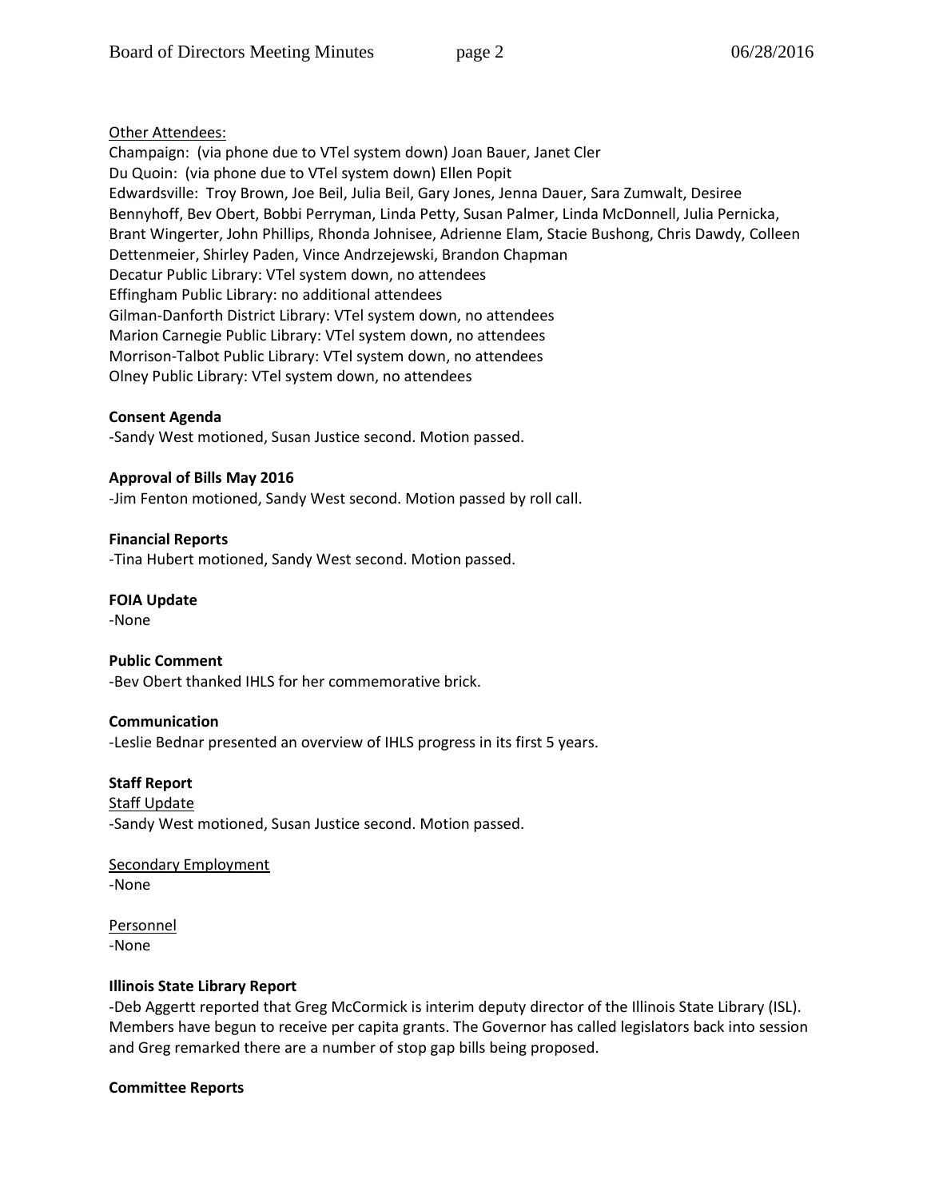Other Attendees:

Champaign: (via phone due to VTel system down) Joan Bauer, Janet Cler
Du Quoin: (via phone due to VTel system down) Ellen Popit
Edwardsville: Troy Brown, Joe Beil, Julia Beil, Gary Jones, Jenna Dauer, Sara Zumwalt, Desiree Bennyhoff, Bev Obert, Bobbi Perryman, Linda Petty, Susan Palmer, Linda McDonnell, Julia Pernicka, Brant Wingerter, John Phillips, Rhonda Johnisee, Adrienne Elam, Stacie Bushong, Chris Dawdy, Colleen Dettenmeier, Shirley Paden, Vince Andrzejewski, Brandon Chapman
Decatur Public Library: VTel system down, no attendees
Effingham Public Library: no additional attendees
Gilman-Danforth District Library: VTel system down, no attendees
Marion Carnegie Public Library: VTel system down, no attendees
Morrison-Talbot Public Library: VTel system down, no attendees
Olney Public Library: VTel system down, no attendees

**Consent Agenda**

-Sandy West motioned, Susan Justice second. Motion passed.

**Approval of Bills May 2016**

-Jim Fenton motioned, Sandy West second. Motion passed by roll call.

**Financial Reports**

-Tina Hubert motioned, Sandy West second. Motion passed.

**FOIA Update**

-None

**Public Comment**

-Bev Obert thanked IHLS for her commemorative brick.

**Communication**

-Leslie Bednar presented an overview of IHLS progress in its first 5 years.

**Staff Report**

Staff Update

-Sandy West motioned, Susan Justice second. Motion passed.

Secondary Employment

-None

Personnel

-None

**Illinois State Library Report**

-Deb Aggertt reported that Greg McCormick is interim deputy director of the Illinois State Library (ISL). Members have begun to receive per capita grants. The Governor has called legislators back into session and Greg remarked there are a number of stop gap bills being proposed.

**Committee Reports**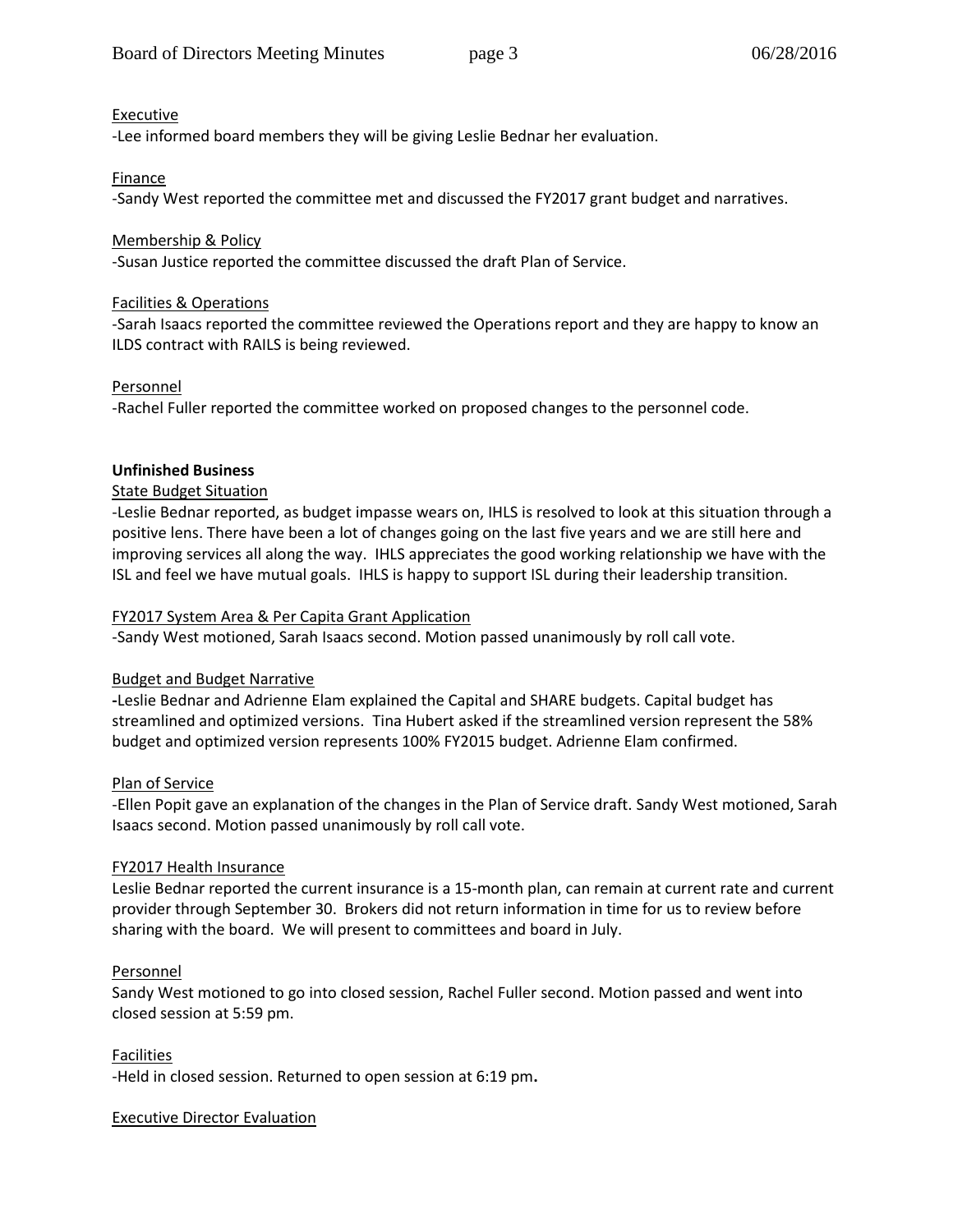Executive

-Lee informed board members they will be giving Leslie Bednar her evaluation.

Finance

-Sandy West reported the committee met and discussed the FY2017 grant budget and narratives.

Membership & Policy

-Susan Justice reported the committee discussed the draft Plan of Service.

Facilities & Operations

-Sarah Isaacs reported the committee reviewed the Operations report and they are happy to know an ILDS contract with RAILS is being reviewed.

Personnel

-Rachel Fuller reported the committee worked on proposed changes to the personnel code.

**Unfinished Business**

State Budget Situation

-Leslie Bednar reported, as budget impasse wears on, IHLS is resolved to look at this situation through a positive lens. There have been a lot of changes going on the last five years and we are still here and improving services all along the way. IHLS appreciates the good working relationship we have with the ISL and feel we have mutual goals. IHLS is happy to support ISL during their leadership transition.

FY2017 System Area & Per Capita Grant Application

-Sandy West motioned, Sarah Isaacs second. Motion passed unanimously by roll call vote.

Budget and Budget Narrative

**-**Leslie Bednar and Adrienne Elam explained the Capital and SHARE budgets. Capital budget has streamlined and optimized versions. Tina Hubert asked if the streamlined version represent the 58% budget and optimized version represents 100% FY2015 budget. Adrienne Elam confirmed.

Plan of Service

-Ellen Popit gave an explanation of the changes in the Plan of Service draft. Sandy West motioned, Sarah Isaacs second. Motion passed unanimously by roll call vote.

FY2017 Health Insurance

Leslie Bednar reported the current insurance is a 15-month plan, can remain at current rate and current provider through September 30. Brokers did not return information in time for us to review before sharing with the board. We will present to committees and board in July.

Personnel

Sandy West motioned to go into closed session, Rachel Fuller second. Motion passed and went into closed session at 5:59 pm.

Facilities

-Held in closed session. Returned to open session at 6:19 pm**.**

Executive Director Evaluation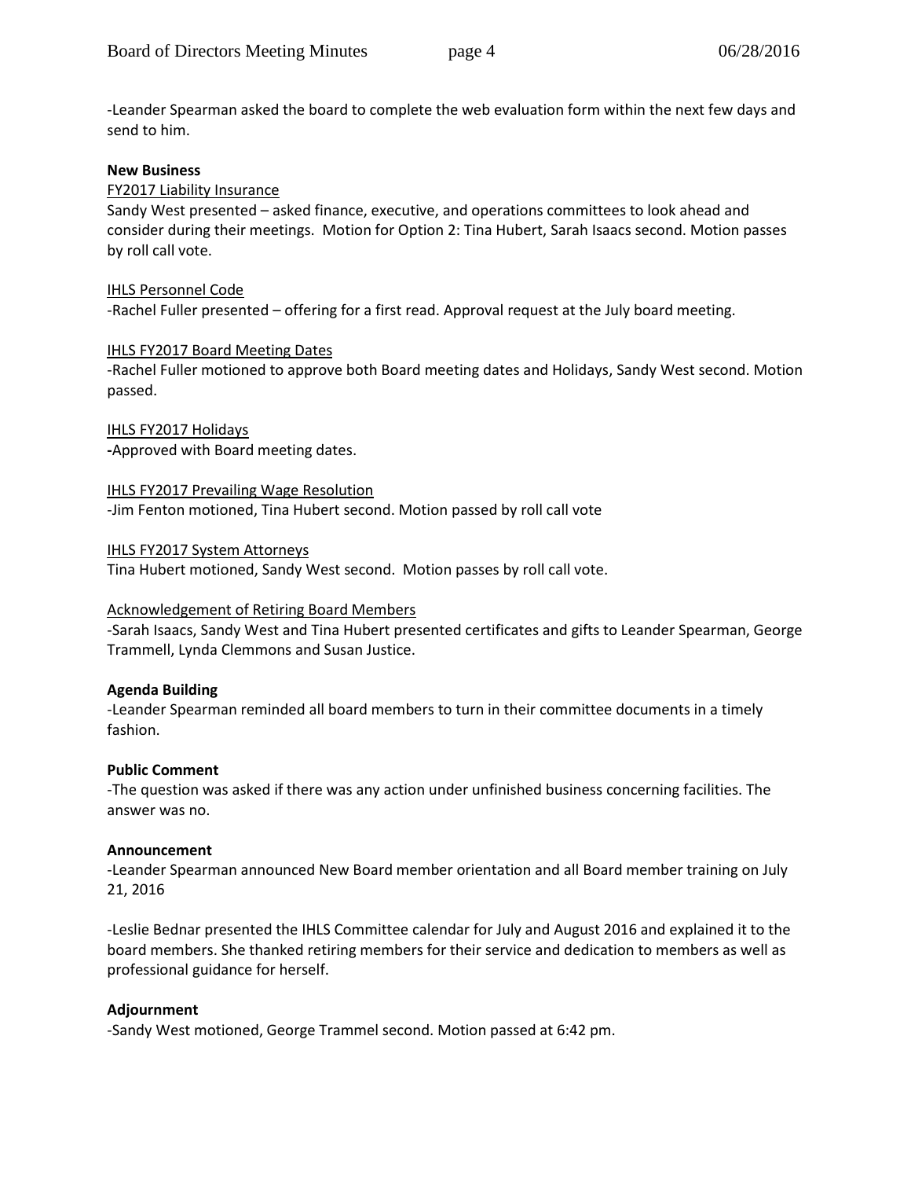-Leander Spearman asked the board to complete the web evaluation form within the next few days and send to him.

**New Business**

FY2017 Liability Insurance

Sandy West presented – asked finance, executive, and operations committees to look ahead and consider during their meetings. Motion for Option 2: Tina Hubert, Sarah Isaacs second. Motion passes by roll call vote.

IHLS Personnel Code

-Rachel Fuller presented – offering for a first read. Approval request at the July board meeting.

IHLS FY2017 Board Meeting Dates

-Rachel Fuller motioned to approve both Board meeting dates and Holidays, Sandy West second. Motion passed.

IHLS FY2017 Holidays

-Approved with Board meeting dates.

IHLS FY2017 Prevailing Wage Resolution

-Jim Fenton motioned, Tina Hubert second. Motion passed by roll call vote

IHLS FY2017 System Attorneys

Tina Hubert motioned, Sandy West second. Motion passes by roll call vote.

Acknowledgement of Retiring Board Members

-Sarah Isaacs, Sandy West and Tina Hubert presented certificates and gifts to Leander Spearman, George Trammell, Lynda Clemmons and Susan Justice.

**Agenda Building**

-Leander Spearman reminded all board members to turn in their committee documents in a timely fashion.

**Public Comment**

-The question was asked if there was any action under unfinished business concerning facilities. The answer was no.

**Announcement**

-Leander Spearman announced New Board member orientation and all Board member training on July 21, 2016

-Leslie Bednar presented the IHLS Committee calendar for July and August 2016 and explained it to the board members. She thanked retiring members for their service and dedication to members as well as professional guidance for herself.

**Adjournment**

-Sandy West motioned, George Trammel second. Motion passed at 6:42 pm.